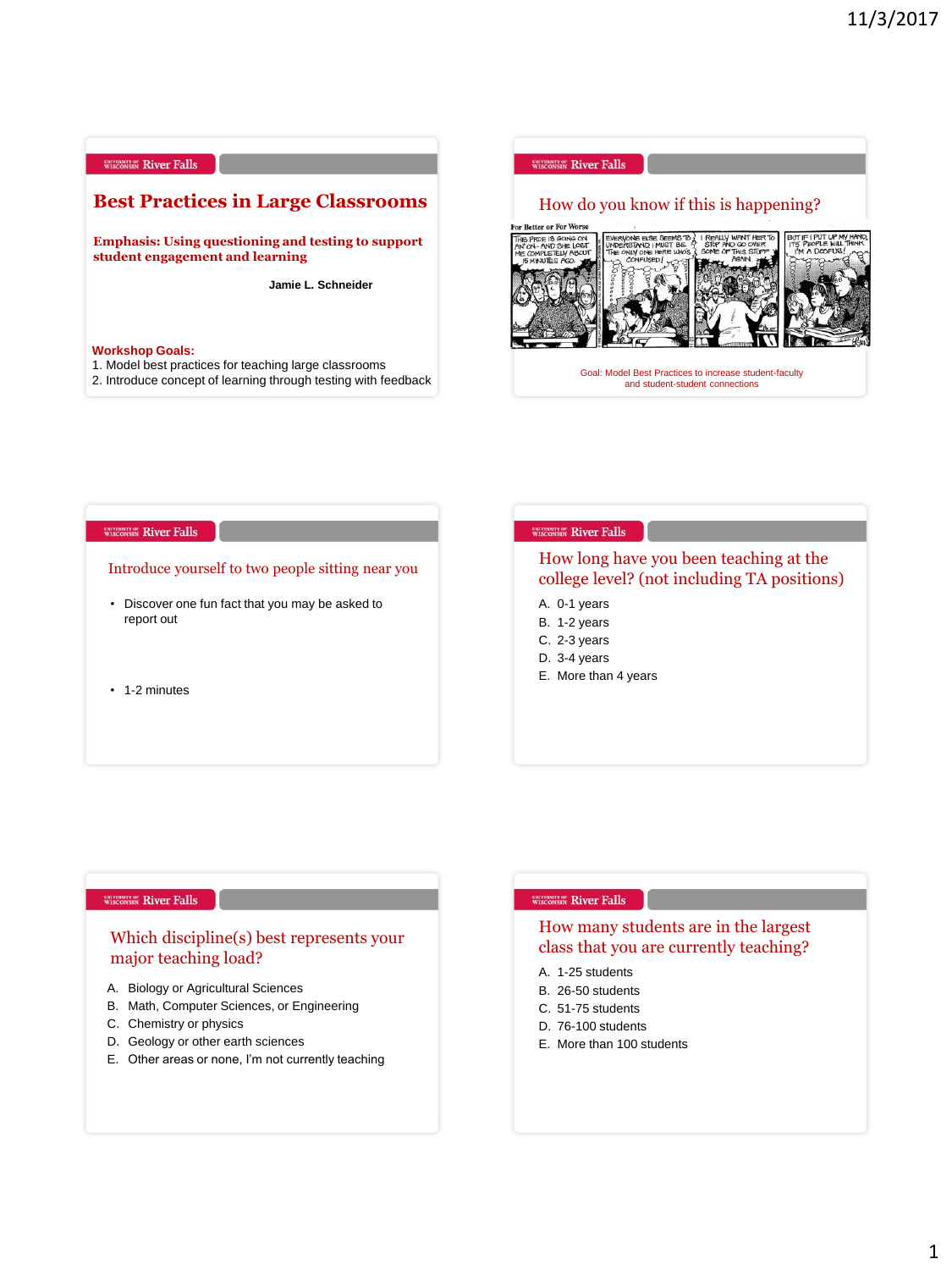## Best Practices in Large Classrooms

**Emphasis: Using questioning and testing to support student engagement and learning**

**Jamie L. Schneider**

**Workshop Goals:**

1. Model best practices for teaching large classrooms
2. Introduce concept of learning through testing with feedback

## How do you know if this is happening?

For Better or For Worse

THIS PROF IS GOING ON AN' ON- AND SHE LOST ME COMPLETELY ABOUT 15 MINUTES AGO.

EVERYONE ELSE SEEMS TO UNDERSTAND. I MUST BE THE ONLY ONE HERE WHO'S CONFUSED!

I REALLY WANT HER TO STOP AND GO OVER SOME OF THIS STUFF AGAIN.

BUT IF I PUT UP MY HAND, ITS PEOPLE WILL THINK I'M A DOOFUS!

Goal: Model Best Practices to increase student-faculty and student-student connections

## Introduce yourself to two people sitting near you

- Discover one fun fact that you may be asked to report out
- 1-2 minutes

## How long have you been teaching at the college level? (not including TA positions)

A. 0-1 years
B. 1-2 years
C. 2-3 years
D. 3-4 years
E. More than 4 years

## Which discipline(s) best represents your major teaching load?

A. Biology or Agricultural Sciences
B. Math, Computer Sciences, or Engineering
C. Chemistry or physics
D. Geology or other earth sciences
E. Other areas or none, I'm not currently teaching

## How many students are in the largest class that you are currently teaching?

A. 1-25 students
B. 26-50 students
C. 51-75 students
D. 76-100 students
E. More than 100 students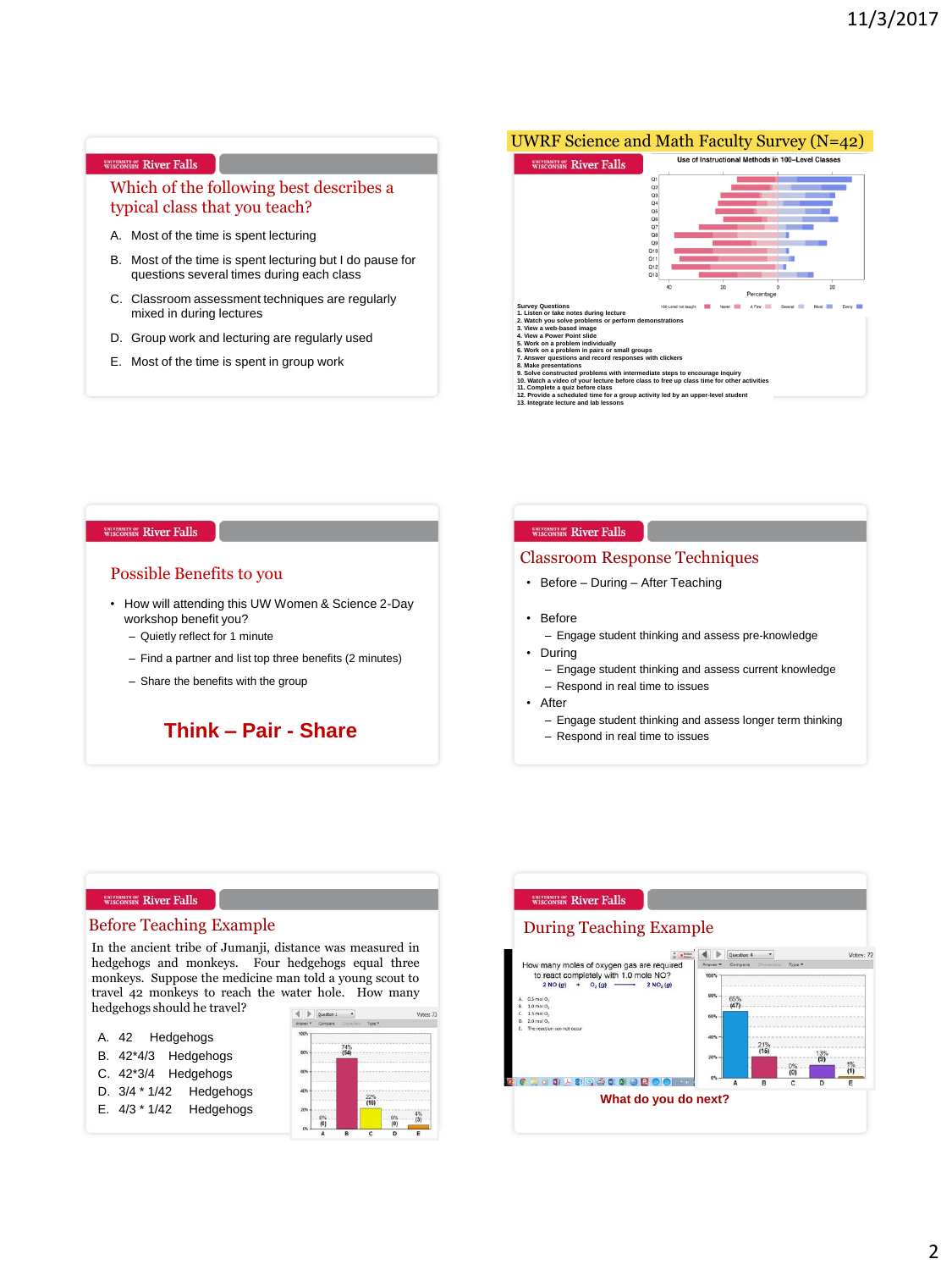## Which of the following best describes a typical class that you teach?

A. Most of the time is spent lecturing

B. Most of the time is spent lecturing but I do pause for questions several times during each class

C. Classroom assessment techniques are regularly mixed in during lectures

D. Group work and lecturing are regularly used

E. Most of the time is spent in group work

## UWRF Science and Math Faculty Survey (N=42)

Use of Instructional Methods in 100–Level Classes

Survey Questions

1. Listen or take notes during lecture
2. Watch you solve problems or perform demonstrations
3. View a web-based image
4. View a Power Point slide
5. Work on a problem individually
6. Work on a problem in pairs or small groups
7. Answer questions and record responses with clickers
8. Make presentations
9. Solve constructed problems with intermediate steps to encourage inquiry
10. Watch a video of your lecture before class to free up class time for other activities
11. Complete a quiz before class
12. Provide a scheduled time for a group activity led by an upper-level student
13. Integrate lecture and lab lessons

## Possible Benefits to you

- How will attending this UW Women & Science 2-Day workshop benefit you?
  - Quietly reflect for 1 minute
  - Find a partner and list top three benefits (2 minutes)
  - Share the benefits with the group

**Think – Pair - Share**

## Classroom Response Techniques

- Before – During – After Teaching

- Before
  - Engage student thinking and assess pre-knowledge
- During
  - Engage student thinking and assess current knowledge
  - Respond in real time to issues
- After
  - Engage student thinking and assess longer term thinking
  - Respond in real time to issues

## Before Teaching Example

In the ancient tribe of Jumanji, distance was measured in hedgehogs and monkeys. Four hedgehogs equal three monkeys. Suppose the medicine man told a young scout to travel 42 monkeys to reach the water hole. How many hedgehogs should he travel?

A. 42 Hedgehogs

B. 42*4/3 Hedgehogs

C. 42*3/4 Hedgehogs

D. 3/4 * 1/42 Hedgehogs

E. 4/3 * 1/42 Hedgehogs

Votes: 73 — A: 0% (0), B: 74% (54), C: 22% (16), D: 0% (0), E: 4% (3)

## During Teaching Example

How many moles of oxygen gas are required to react completely with 1.0 mole NO?

$2\,NO\,(g) + O_2\,(g) \longrightarrow 2\,NO_2\,(g)$

A. 0.5 mol $O_2$

B. 1.0 mol $O_2$

C. 1.5 mol $O_2$

D. 2.0 mol $O_2$

E. The reaction can not occur

Votes: 72 — A: 65% (47), B: 21% (15), C: 0% (0), D: 13% (9), E: 1% (1)

**What do you do next?**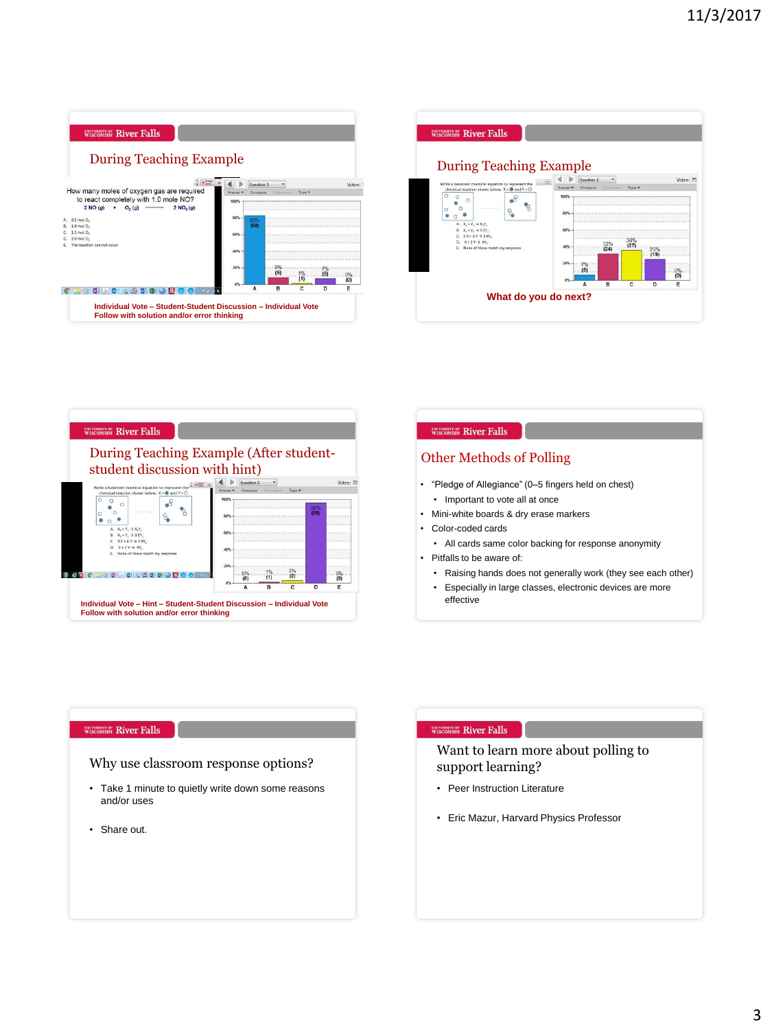## During Teaching Example

How many moles of oxygen gas are required to react completely with 1.0 mole NO?

$2\ NO\ (g) + O_2\ (g) \longrightarrow 2\ NO_2\ (g)$

A. 0.5 mol $O_2$
B. 1.0 mol $O_2$
C. 1.5 mol $O_2$
D. 2.0 mol $O_2$
E. The reaction can not occur

| Answer | A | B | C | D | E |
|---|---|---|---|---|---|
| Percent (votes) | 83% (58) | 9% (6) | 1% (1) | 7% (5) | 0% (0) |

**Individual Vote – Student-Student Discussion – Individual Vote**
**Follow with solution and/or error thinking**

## During Teaching Example

Write a balanced chemical equation to represent the chemical reaction shown below. X = ● and Y = ○

A. $X_2 + Y_2 \rightarrow X_2Y_2$
B. $X_2 + Y_2 \rightarrow 3\ XY_2$
C. $3\ X + 6\ Y \rightarrow 3\ XY_2$
D. $X + 2\ Y \rightarrow XY_2$
E. None of these match my response

Votes: 75

| Answer | A | B | C | D | E |
|---|---|---|---|---|---|
| Percent (votes) | 7% (5) | 32% (24) | 36% (27) | 25% (19) | 0% (0) |

**What do you do next?**

## During Teaching Example (After student-student discussion with hint)

Write a balanced chemical equation to represent the chemical reaction shown below. X = ● and Y = ○

A. $X_2 + Y_2 \rightarrow X_2Y_2$
B. $X_2 + Y_2 \rightarrow 3\ XY_2$
C. $3\ X + 6\ Y \rightarrow 3\ XY_2$
D. $X + 2\ Y \rightarrow XY_2$
E. None of these match my response

Votes: 72

| Answer | A | B | C | D | E |
|---|---|---|---|---|---|
| Percent (votes) | 0% (0) | 1% (1) | 3% (2) | 96% (69) | 0% (0) |

**Individual Vote – Hint – Student-Student Discussion – Individual Vote**
**Follow with solution and/or error thinking**

## Other Methods of Polling

- "Pledge of Allegiance" (0–5 fingers held on chest)
  - Important to vote all at once
- Mini-white boards & dry erase markers
- Color-coded cards
  - All cards same color backing for response anonymity
- Pitfalls to be aware of:
  - Raising hands does not generally work (they see each other)
  - Especially in large classes, electronic devices are more effective

## Why use classroom response options?

- Take 1 minute to quietly write down some reasons and/or uses
- Share out.

## Want to learn more about polling to support learning?

- Peer Instruction Literature
- Eric Mazur, Harvard Physics Professor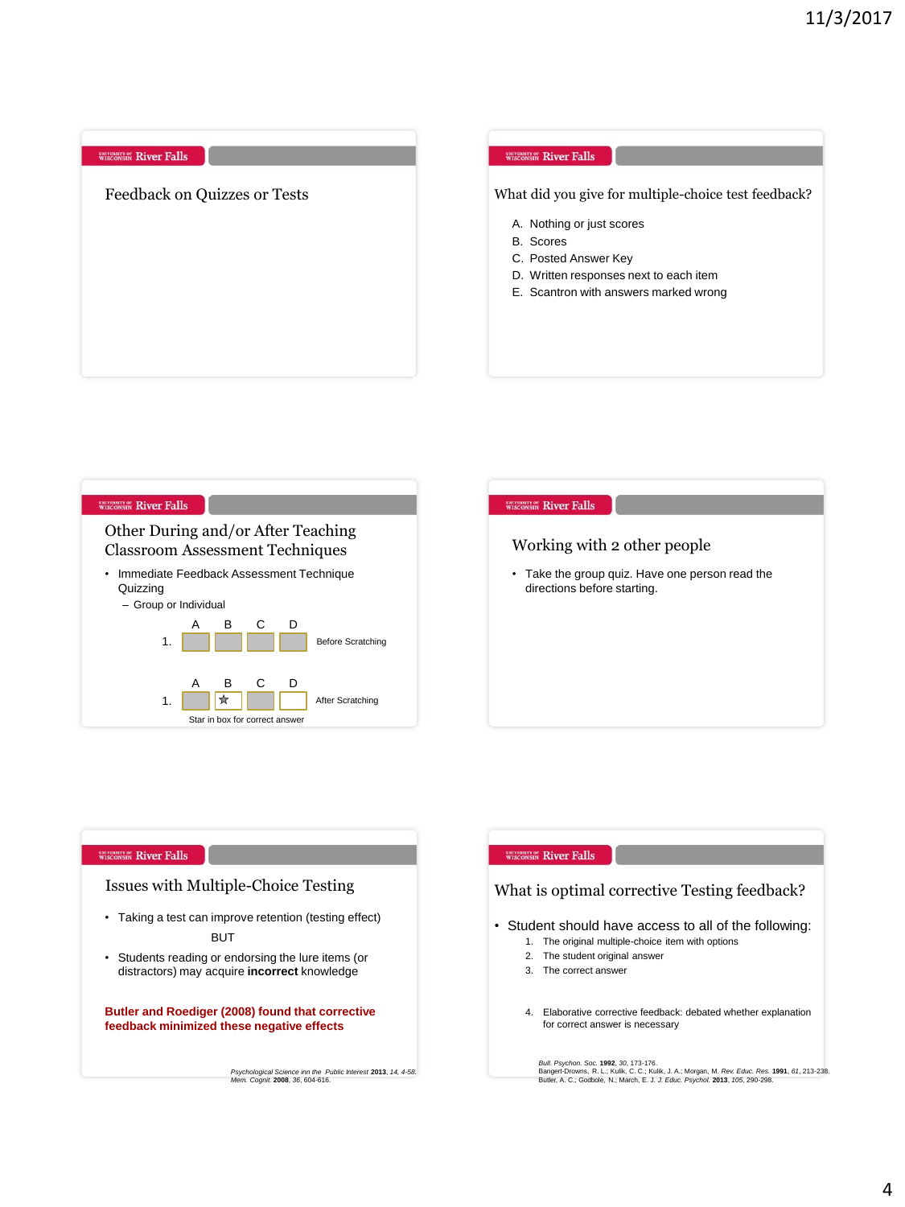## Feedback on Quizzes or Tests

## What did you give for multiple-choice test feedback?

A. Nothing or just scores
B. Scores
C. Posted Answer Key
D. Written responses next to each item
E. Scantron with answers marked wrong

## Other During and/or After Teaching Classroom Assessment Techniques

- Immediate Feedback Assessment Technique Quizzing
  - Group or Individual

| | A | B | C | D | |
|---|---|---|---|---|---|
| 1. | | | | | Before Scratching |

| | A | B | C | D | |
|---|---|---|---|---|---|
| 1. | | ☆ | | | After Scratching |

Star in box for correct answer

## Working with 2 other people

- Take the group quiz. Have one person read the directions before starting.

## Issues with Multiple-Choice Testing

- Taking a test can improve retention (testing effect)

BUT

- Students reading or endorsing the lure items (or distractors) may acquire **incorrect** knowledge

**Butler and Roediger (2008) found that corrective feedback minimized these negative effects**

*Psychological Science inn the Public Interest* **2013**, *14*, 4-58.
*Mem. Cognit.* **2008**, *36*, 604-616.

## What is optimal corrective Testing feedback?

- Student should have access to all of the following:
  1. The original multiple-choice item with options
  2. The student original answer
  3. The correct answer
  4. Elaborative corrective feedback: debated whether explanation for correct answer is necessary

*Bull. Psychon. Soc.* **1992**, *30*, 173-176.
Bangert-Drowns, R. L.; Kulik, C. C.; Kulik, J. A.; Morgan, M. *Rev. Educ. Res.* **1991**, *61*, 213-238.
Butler, A. C.; Godbole, N.; March, E. J. *J. Educ. Psychol.* **2013**, *105*, 290-298.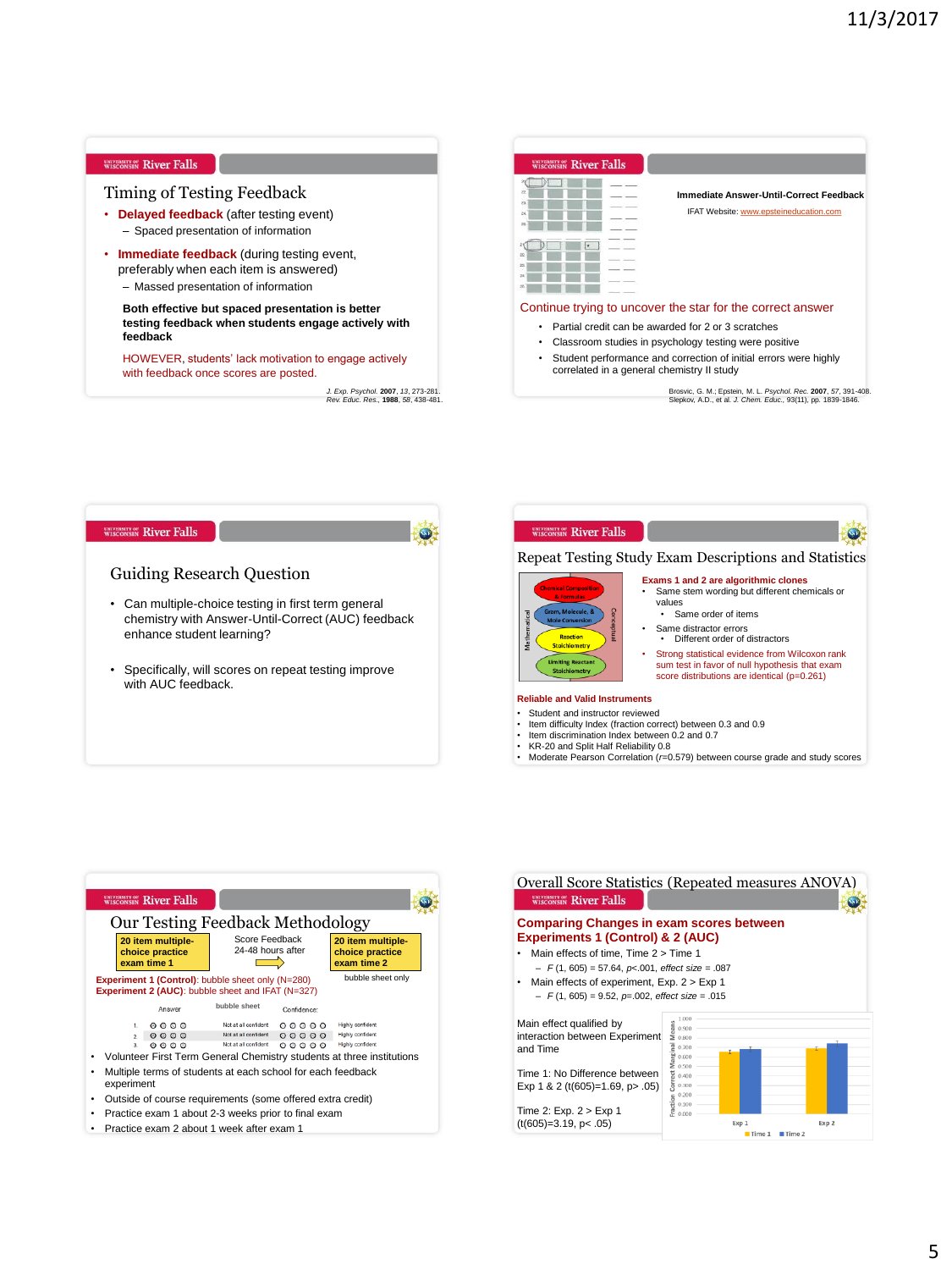## Timing of Testing Feedback

- **Delayed feedback** (after testing event)
  - Spaced presentation of information
- **Immediate feedback** (during testing event, preferably when each item is answered)
  - Massed presentation of information

**Both effective but spaced presentation is better testing feedback when students engage actively with feedback**

HOWEVER, students' lack motivation to engage actively with feedback once scores are posted.

*J. Exp. Psychol.* **2007**, *13*, 273-281.
*Rev. Educ. Res.*, **1988**, *58*, 438-481.

## Immediate Answer-Until-Correct Feedback

IFAT Website: www.epsteineducation.com

Continue trying to uncover the star for the correct answer

- Partial credit can be awarded for 2 or 3 scratches
- Classroom studies in psychology testing were positive
- Student performance and correction of initial errors were highly correlated in a general chemistry II study

Brosvic, G. M.; Epstein, M. L. *Psychol. Rec.* **2007**, *57*, 391-408.
Slepkov, A.D., et al. *J. Chem. Educ.*, 93(11), pp. 1839-1846.

## Guiding Research Question

- Can multiple-choice testing in first term general chemistry with Answer-Until-Correct (AUC) feedback enhance student learning?
- Specifically, will scores on repeat testing improve with AUC feedback.

## Repeat Testing Study Exam Descriptions and Statistics

Mathematical / Conceptual: Chemical Composition & Formulas; Gram, Molecule, & Mole Conversion; Reaction Stoichiometry; Limiting Reactant Stoichiometry

**Exams 1 and 2 are algorithmic clones**

- Same stem wording but different chemicals or values
  - Same order of items
- Same distractor errors
  - Different order of distractors
- Strong statistical evidence from Wilcoxon rank sum test in favor of null hypothesis that exam score distributions are identical (p=0.261)

**Reliable and Valid Instruments**

- Student and instructor reviewed
- Item difficulty Index (fraction correct) between 0.3 and 0.9
- Item discrimination Index between 0.2 and 0.7
- KR-20 and Split Half Reliability 0.8
- Moderate Pearson Correlation ($r$=0.579) between course grade and study scores

## Our Testing Feedback Methodology

**20 item multiple-choice practice exam time 1** → Score Feedback 24-48 hours after → **20 item multiple-choice practice exam time 2** (bubble sheet only)

**Experiment 1 (Control)**: bubble sheet only (N=280)
**Experiment 2 (AUC)**: bubble sheet and IFAT (N=327)

- Volunteer First Term General Chemistry students at three institutions
- Multiple terms of students at each school for each feedback experiment
- Outside of course requirements (some offered extra credit)
- Practice exam 1 about 2-3 weeks prior to final exam
- Practice exam 2 about 1 week after exam 1

## Overall Score Statistics (Repeated measures ANOVA)

**Comparing Changes in exam scores between Experiments 1 (Control) & 2 (AUC)**

- Main effects of time, Time 2 > Time 1
  - $F$ (1, 605) = 57.64, $p$<.001, *effect size* = .087
- Main effects of experiment, Exp. 2 > Exp 1
  - $F$ (1, 605) = 9.52, $p$=.002, *effect size* = .015

Main effect qualified by interaction between Experiment and Time

Time 1: No Difference between Exp 1 & 2 (t(605)=1.69, p> .05)

Time 2: Exp. 2 > Exp 1 (t(605)=3.19, p< .05)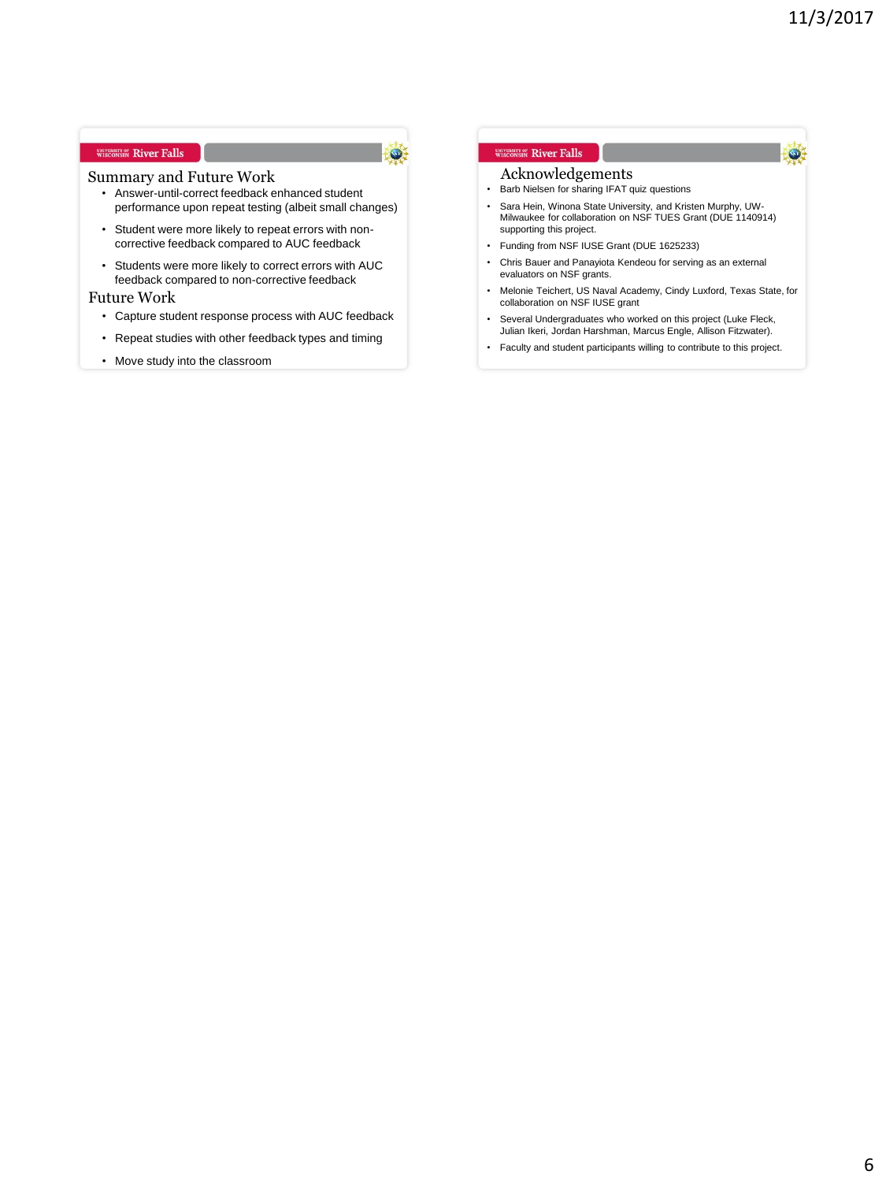## Summary and Future Work

- Answer-until-correct feedback enhanced student performance upon repeat testing (albeit small changes)
- Student were more likely to repeat errors with non-corrective feedback compared to AUC feedback
- Students were more likely to correct errors with AUC feedback compared to non-corrective feedback

## Future Work

- Capture student response process with AUC feedback
- Repeat studies with other feedback types and timing
- Move study into the classroom

## Acknowledgements

- Barb Nielsen for sharing IFAT quiz questions
- Sara Hein, Winona State University, and Kristen Murphy, UW-Milwaukee for collaboration on NSF TUES Grant (DUE 1140914) supporting this project.
- Funding from NSF IUSE Grant (DUE 1625233)
- Chris Bauer and Panayiota Kendeou for serving as an external evaluators on NSF grants.
- Melonie Teichert, US Naval Academy, Cindy Luxford, Texas State, for collaboration on NSF IUSE grant
- Several Undergraduates who worked on this project (Luke Fleck, Julian Ikeri, Jordan Harshman, Marcus Engle, Allison Fitzwater).
- Faculty and student participants willing to contribute to this project.